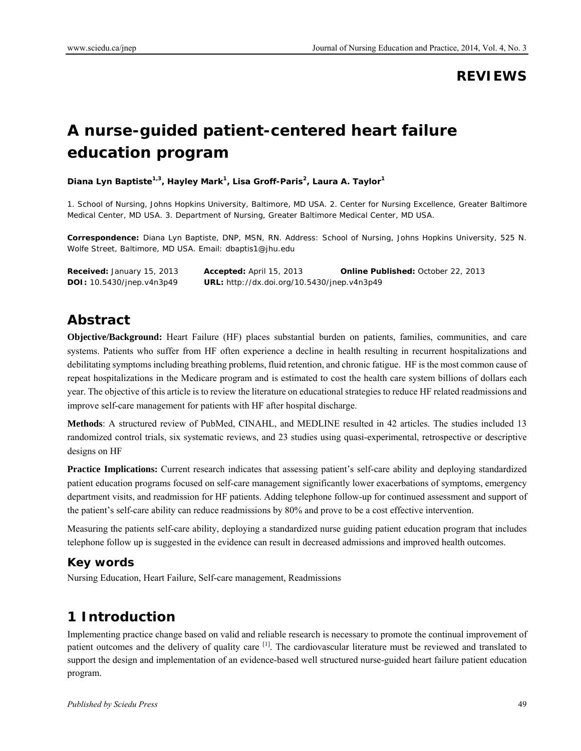**REVIEWS**

# A nurse-guided patient-centered heart failure education program

**Diana Lyn Baptiste[1,3], Hayley Mark[1], Lisa Groff-Paris[2], Laura A. Taylor[1]**

1. School of Nursing, Johns Hopkins University, Baltimore, MD USA. 2. Center for Nursing Excellence, Greater Baltimore Medical Center, MD USA. 3. Department of Nursing, Greater Baltimore Medical Center, MD USA.

**Correspondence:** Diana Lyn Baptiste, DNP, MSN, RN. Address: School of Nursing, Johns Hopkins University, 525 N. Wolfe Street, Baltimore, MD USA. Email: dbaptis1@jhu.edu

**Received:** January 15, 2013 **Accepted:** April 15, 2013 **Online Published:** October 22, 2013
**DOI:** 10.5430/jnep.v4n3p49 **URL:** http://dx.doi.org/10.5430/jnep.v4n3p49

## Abstract

**Objective/Background:** Heart Failure (HF) places substantial burden on patients, families, communities, and care systems. Patients who suffer from HF often experience a decline in health resulting in recurrent hospitalizations and debilitating symptoms including breathing problems, fluid retention, and chronic fatigue. HF is the most common cause of repeat hospitalizations in the Medicare program and is estimated to cost the health care system billions of dollars each year. The objective of this article is to review the literature on educational strategies to reduce HF related readmissions and improve self-care management for patients with HF after hospital discharge.

**Methods**: A structured review of PubMed, CINAHL, and MEDLINE resulted in 42 articles. The studies included 13 randomized control trials, six systematic reviews, and 23 studies using quasi-experimental, retrospective or descriptive designs on HF

**Practice Implications:** Current research indicates that assessing patient's self-care ability and deploying standardized patient education programs focused on self-care management significantly lower exacerbations of symptoms, emergency department visits, and readmission for HF patients. Adding telephone follow-up for continued assessment and support of the patient's self-care ability can reduce readmissions by 80% and prove to be a cost effective intervention.

Measuring the patients self-care ability, deploying a standardized nurse guiding patient education program that includes telephone follow up is suggested in the evidence can result in decreased admissions and improved health outcomes.

### Key words

Nursing Education, Heart Failure, Self-care management, Readmissions

## 1 Introduction

Implementing practice change based on valid and reliable research is necessary to promote the continual improvement of patient outcomes and the delivery of quality care [1]. The cardiovascular literature must be reviewed and translated to support the design and implementation of an evidence-based well structured nurse-guided heart failure patient education program.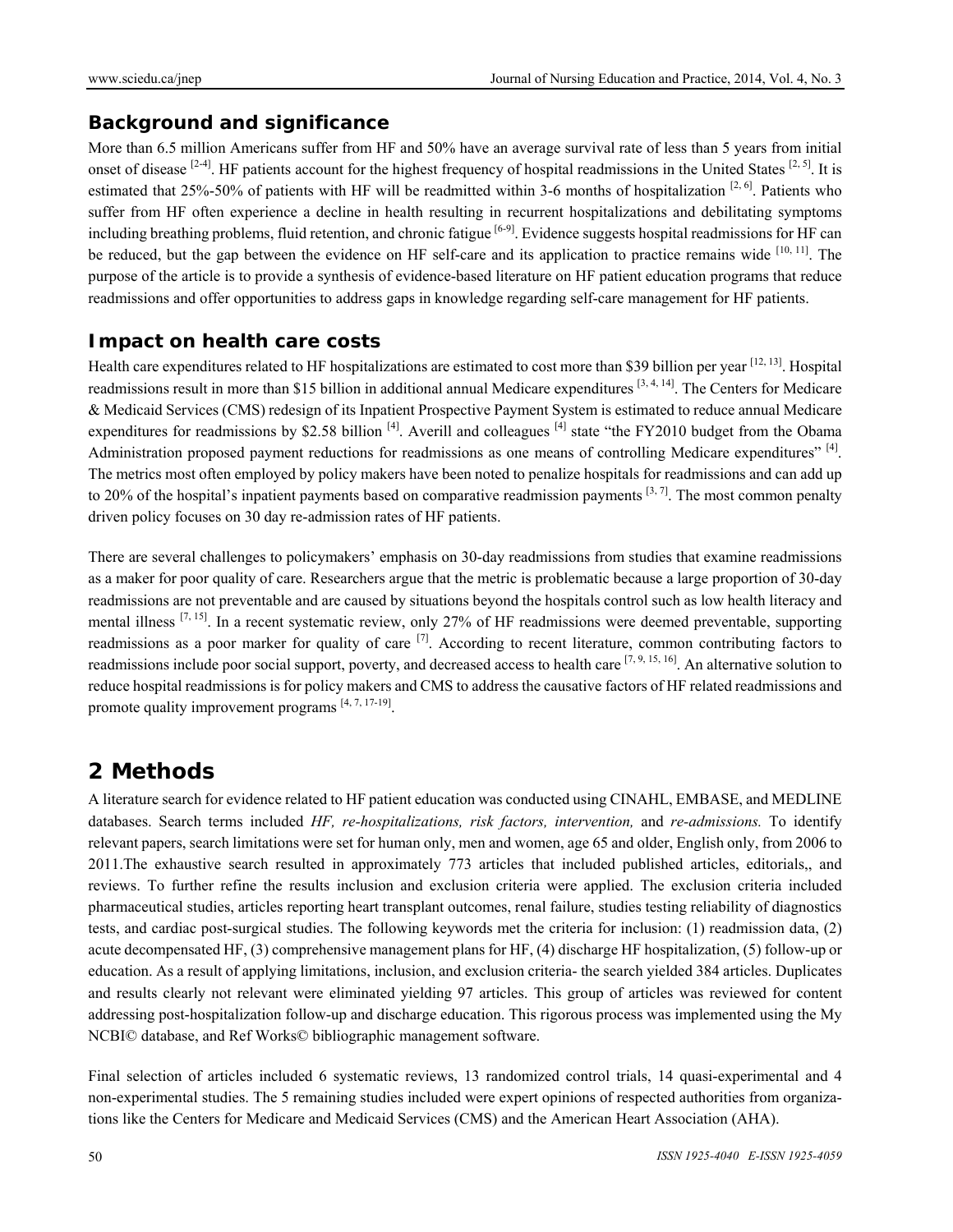## Background and significance

More than 6.5 million Americans suffer from HF and 50% have an average survival rate of less than 5 years from initial onset of disease [2-4]. HF patients account for the highest frequency of hospital readmissions in the United States [2, 5]. It is estimated that 25%-50% of patients with HF will be readmitted within 3-6 months of hospitalization [2, 6]. Patients who suffer from HF often experience a decline in health resulting in recurrent hospitalizations and debilitating symptoms including breathing problems, fluid retention, and chronic fatigue [6-9]. Evidence suggests hospital readmissions for HF can be reduced, but the gap between the evidence on HF self-care and its application to practice remains wide [10, 11]. The purpose of the article is to provide a synthesis of evidence-based literature on HF patient education programs that reduce readmissions and offer opportunities to address gaps in knowledge regarding self-care management for HF patients.

## Impact on health care costs

Health care expenditures related to HF hospitalizations are estimated to cost more than $39 billion per year [12, 13]. Hospital readmissions result in more than $15 billion in additional annual Medicare expenditures [3, 4, 14]. The Centers for Medicare & Medicaid Services (CMS) redesign of its Inpatient Prospective Payment System is estimated to reduce annual Medicare expenditures for readmissions by $2.58 billion [4]. Averill and colleagues [4] state "the FY2010 budget from the Obama Administration proposed payment reductions for readmissions as one means of controlling Medicare expenditures" [4]. The metrics most often employed by policy makers have been noted to penalize hospitals for readmissions and can add up to 20% of the hospital's inpatient payments based on comparative readmission payments [3, 7]. The most common penalty driven policy focuses on 30 day re-admission rates of HF patients.

There are several challenges to policymakers' emphasis on 30-day readmissions from studies that examine readmissions as a maker for poor quality of care. Researchers argue that the metric is problematic because a large proportion of 30-day readmissions are not preventable and are caused by situations beyond the hospitals control such as low health literacy and mental illness [7, 15]. In a recent systematic review, only 27% of HF readmissions were deemed preventable, supporting readmissions as a poor marker for quality of care [7]. According to recent literature, common contributing factors to readmissions include poor social support, poverty, and decreased access to health care [7, 9, 15, 16]. An alternative solution to reduce hospital readmissions is for policy makers and CMS to address the causative factors of HF related readmissions and promote quality improvement programs [4, 7, 17-19].

# 2 Methods

A literature search for evidence related to HF patient education was conducted using CINAHL, EMBASE, and MEDLINE databases. Search terms included *HF, re-hospitalizations, risk factors, intervention,* and *re-admissions.* To identify relevant papers, search limitations were set for human only, men and women, age 65 and older, English only, from 2006 to 2011.The exhaustive search resulted in approximately 773 articles that included published articles, editorials,, and reviews. To further refine the results inclusion and exclusion criteria were applied. The exclusion criteria included pharmaceutical studies, articles reporting heart transplant outcomes, renal failure, studies testing reliability of diagnostics tests, and cardiac post-surgical studies. The following keywords met the criteria for inclusion: (1) readmission data, (2) acute decompensated HF, (3) comprehensive management plans for HF, (4) discharge HF hospitalization, (5) follow-up or education. As a result of applying limitations, inclusion, and exclusion criteria- the search yielded 384 articles. Duplicates and results clearly not relevant were eliminated yielding 97 articles. This group of articles was reviewed for content addressing post-hospitalization follow-up and discharge education. This rigorous process was implemented using the My NCBI© database, and Ref Works© bibliographic management software.

Final selection of articles included 6 systematic reviews, 13 randomized control trials, 14 quasi-experimental and 4 non-experimental studies. The 5 remaining studies included were expert opinions of respected authorities from organizations like the Centers for Medicare and Medicaid Services (CMS) and the American Heart Association (AHA).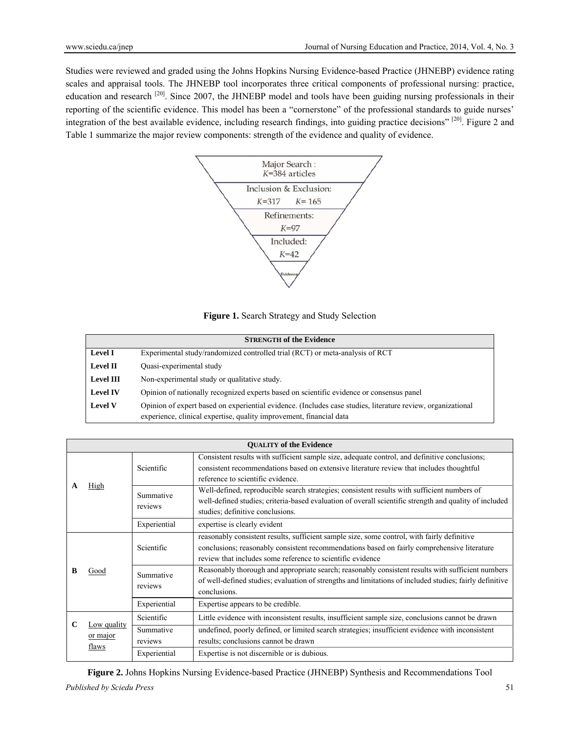Studies were reviewed and graded using the Johns Hopkins Nursing Evidence-based Practice (JHNEBP) evidence rating scales and appraisal tools. The JHNEBP tool incorporates three critical components of professional nursing: practice, education and research [20]. Since 2007, the JHNEBP model and tools have been guiding nursing professionals in their reporting of the scientific evidence. This model has been a "cornerstone" of the professional standards to guide nurses' integration of the best available evidence, including research findings, into guiding practice decisions" [20]. Figure 2 and Table 1 summarize the major review components: strength of the evidence and quality of evidence.

Major Search : $K$=384 articles

Inclusion & Exclusion: $K$=317 $K$= 165

Refinements: $K$=97

Included: $K$=42

Evidence

**Figure 1.** Search Strategy and Study Selection

| **STRENGTH of the Evidence** | |
|---|---|
| **Level I** | Experimental study/randomized controlled trial (RCT) or meta-analysis of RCT |
| **Level II** | Quasi-experimental study |
| **Level III** | Non-experimental study or qualitative study. |
| **Level IV** | Opinion of nationally recognized experts based on scientific evidence or consensus panel |
| **Level V** | Opinion of expert based on experiential evidence. (Includes case studies, literature review, organizational experience, clinical expertise, quality improvement, financial data |

| **QUALITY of the Evidence** | | | |
|---|---|---|---|
| **A** | High | Scientific | Consistent results with sufficient sample size, adequate control, and definitive conclusions; consistent recommendations based on extensive literature review that includes thoughtful reference to scientific evidence. |
| | | Summative reviews | Well-defined, reproducible search strategies; consistent results with sufficient numbers of well-defined studies; criteria-based evaluation of overall scientific strength and quality of included studies; definitive conclusions. |
| | | Experiential | expertise is clearly evident |
| **B** | Good | Scientific | reasonably consistent results, sufficient sample size, some control, with fairly definitive conclusions; reasonably consistent recommendations based on fairly comprehensive literature review that includes some reference to scientific evidence |
| | | Summative reviews | Reasonably thorough and appropriate search; reasonably consistent results with sufficient numbers of well-defined studies; evaluation of strengths and limitations of included studies; fairly definitive conclusions. |
| | | Experiential | Expertise appears to be credible. |
| **C** | Low quality or major flaws | Scientific | Little evidence with inconsistent results, insufficient sample size, conclusions cannot be drawn |
| | | Summative reviews | undefined, poorly defined, or limited search strategies; insufficient evidence with inconsistent results; conclusions cannot be drawn |
| | | Experiential | Expertise is not discernible or is dubious. |

**Figure 2.** Johns Hopkins Nursing Evidence-based Practice (JHNEBP) Synthesis and Recommendations Tool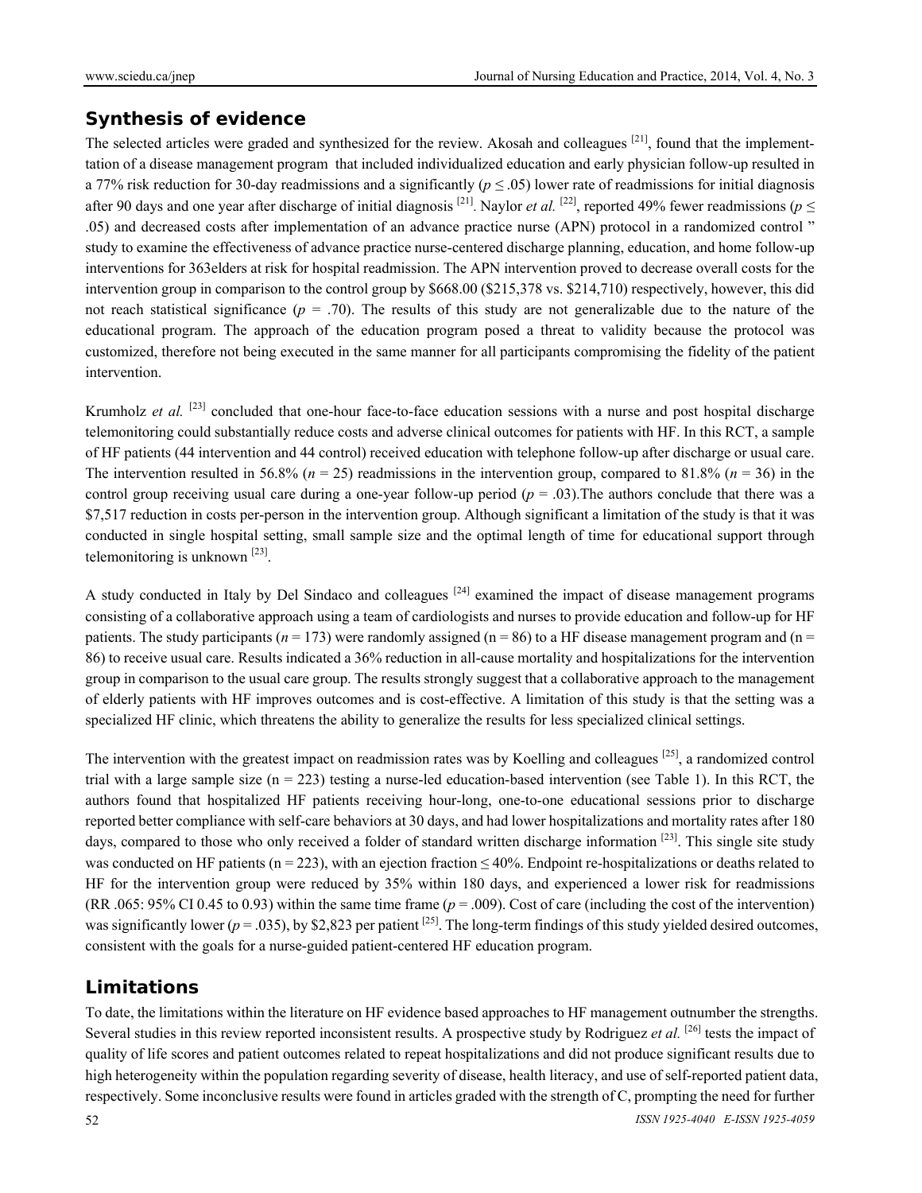## Synthesis of evidence

The selected articles were graded and synthesized for the review. Akosah and colleagues [21], found that the implement-tation of a disease management program that included individualized education and early physician follow-up resulted in a 77% risk reduction for 30-day readmissions and a significantly ($p \leq .05$) lower rate of readmissions for initial diagnosis after 90 days and one year after discharge of initial diagnosis [21]. Naylor *et al.* [22], reported 49% fewer readmissions ($p \leq .05$) and decreased costs after implementation of an advance practice nurse (APN) protocol in a randomized control " study to examine the effectiveness of advance practice nurse-centered discharge planning, education, and home follow-up interventions for 363elders at risk for hospital readmission. The APN intervention proved to decrease overall costs for the intervention group in comparison to the control group by $668.00 ($215,378 vs. $214,710) respectively, however, this did not reach statistical significance ($p$ = .70). The results of this study are not generalizable due to the nature of the educational program. The approach of the education program posed a threat to validity because the protocol was customized, therefore not being executed in the same manner for all participants compromising the fidelity of the patient intervention.

Krumholz *et al.* [23] concluded that one-hour face-to-face education sessions with a nurse and post hospital discharge telemonitoring could substantially reduce costs and adverse clinical outcomes for patients with HF. In this RCT, a sample of HF patients (44 intervention and 44 control) received education with telephone follow-up after discharge or usual care. The intervention resulted in 56.8% ($n$ = 25) readmissions in the intervention group, compared to 81.8% ($n$ = 36) in the control group receiving usual care during a one-year follow-up period ($p$ = .03).The authors conclude that there was a $7,517 reduction in costs per-person in the intervention group. Although significant a limitation of the study is that it was conducted in single hospital setting, small sample size and the optimal length of time for educational support through telemonitoring is unknown [23].

A study conducted in Italy by Del Sindaco and colleagues [24] examined the impact of disease management programs consisting of a collaborative approach using a team of cardiologists and nurses to provide education and follow-up for HF patients. The study participants ($n$ = 173) were randomly assigned (n = 86) to a HF disease management program and (n = 86) to receive usual care. Results indicated a 36% reduction in all-cause mortality and hospitalizations for the intervention group in comparison to the usual care group. The results strongly suggest that a collaborative approach to the management of elderly patients with HF improves outcomes and is cost-effective. A limitation of this study is that the setting was a specialized HF clinic, which threatens the ability to generalize the results for less specialized clinical settings.

The intervention with the greatest impact on readmission rates was by Koelling and colleagues [25], a randomized control trial with a large sample size (n = 223) testing a nurse-led education-based intervention (see Table 1). In this RCT, the authors found that hospitalized HF patients receiving hour-long, one-to-one educational sessions prior to discharge reported better compliance with self-care behaviors at 30 days, and had lower hospitalizations and mortality rates after 180 days, compared to those who only received a folder of standard written discharge information [23]. This single site study was conducted on HF patients (n = 223), with an ejection fraction ≤ 40%. Endpoint re-hospitalizations or deaths related to HF for the intervention group were reduced by 35% within 180 days, and experienced a lower risk for readmissions (RR .065: 95% CI 0.45 to 0.93) within the same time frame ($p$ = .009). Cost of care (including the cost of the intervention) was significantly lower ($p$ = .035), by $2,823 per patient [25]. The long-term findings of this study yielded desired outcomes, consistent with the goals for a nurse-guided patient-centered HF education program.

## Limitations

To date, the limitations within the literature on HF evidence based approaches to HF management outnumber the strengths. Several studies in this review reported inconsistent results. A prospective study by Rodriguez *et al.* [26] tests the impact of quality of life scores and patient outcomes related to repeat hospitalizations and did not produce significant results due to high heterogeneity within the population regarding severity of disease, health literacy, and use of self-reported patient data, respectively. Some inconclusive results were found in articles graded with the strength of C, prompting the need for further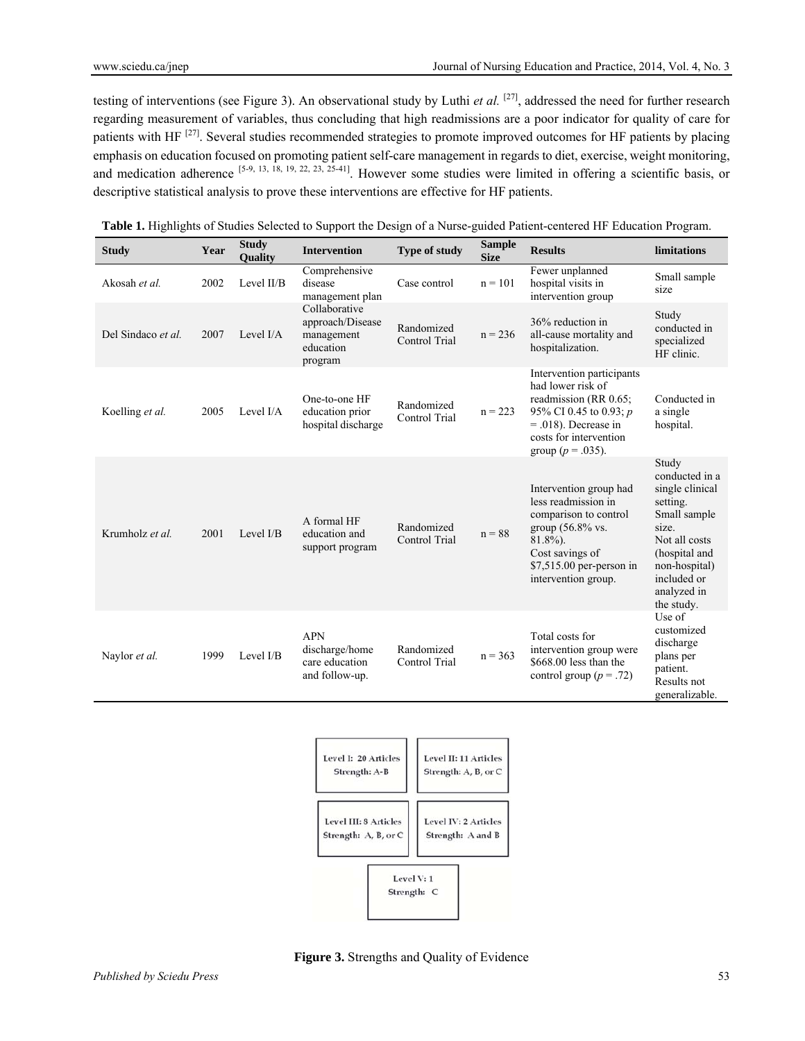testing of interventions (see Figure 3). An observational study by Luthi *et al.* [27], addressed the need for further research regarding measurement of variables, thus concluding that high readmissions are a poor indicator for quality of care for patients with HF [27]. Several studies recommended strategies to promote improved outcomes for HF patients by placing emphasis on education focused on promoting patient self-care management in regards to diet, exercise, weight monitoring, and medication adherence [5-9, 13, 18, 19, 22, 23, 25-41]. However some studies were limited in offering a scientific basis, or descriptive statistical analysis to prove these interventions are effective for HF patients.

**Table 1.** Highlights of Studies Selected to Support the Design of a Nurse-guided Patient-centered HF Education Program.

| Study | Year | Study Quality | Intervention | Type of study | Sample Size | Results | limitations |
|---|---|---|---|---|---|---|---|
| Akosah *et al.* | 2002 | Level II/B | Comprehensive disease management plan | Case control | n = 101 | Fewer unplanned hospital visits in intervention group | Small sample size |
| Del Sindaco *et al.* | 2007 | Level I/A | Collaborative approach/Disease management education program | Randomized Control Trial | n = 236 | 36% reduction in all-cause mortality and hospitalization. | Study conducted in specialized HF clinic. |
| Koelling *et al.* | 2005 | Level I/A | One-to-one HF education prior hospital discharge | Randomized Control Trial | n = 223 | Intervention participants had lower risk of readmission (RR 0.65; 95% CI 0.45 to 0.93; $p = .018$). Decrease in costs for intervention group ($p = .035$). | Conducted in a single hospital. |
| Krumholz *et al.* | 2001 | Level I/B | A formal HF education and support program | Randomized Control Trial | n = 88 | Intervention group had less readmission in comparison to control group (56.8% vs. 81.8%). Cost savings of $7,515.00 per-person in intervention group. | Study conducted in a single clinical setting. Small sample size. Not all costs (hospital and non-hospital) included or analyzed in the study. |
| Naylor *et al.* | 1999 | Level I/B | APN discharge/home care education and follow-up. | Randomized Control Trial | n = 363 | Total costs for intervention group were $668.00 less than the control group ($p = .72$) | Use of customized discharge plans per patient. Results not generalizable. |

| | |
|---|---|
| Level I: 20 Articles Strength: A-B | Level II: 11 Articles Strength: A, B, or C |
| Level III: 8 Articles Strength: A, B, or C | Level IV: 2 Articles Strength: A and B |
| Level V: 1 Strength: C | |

**Figure 3.** Strengths and Quality of Evidence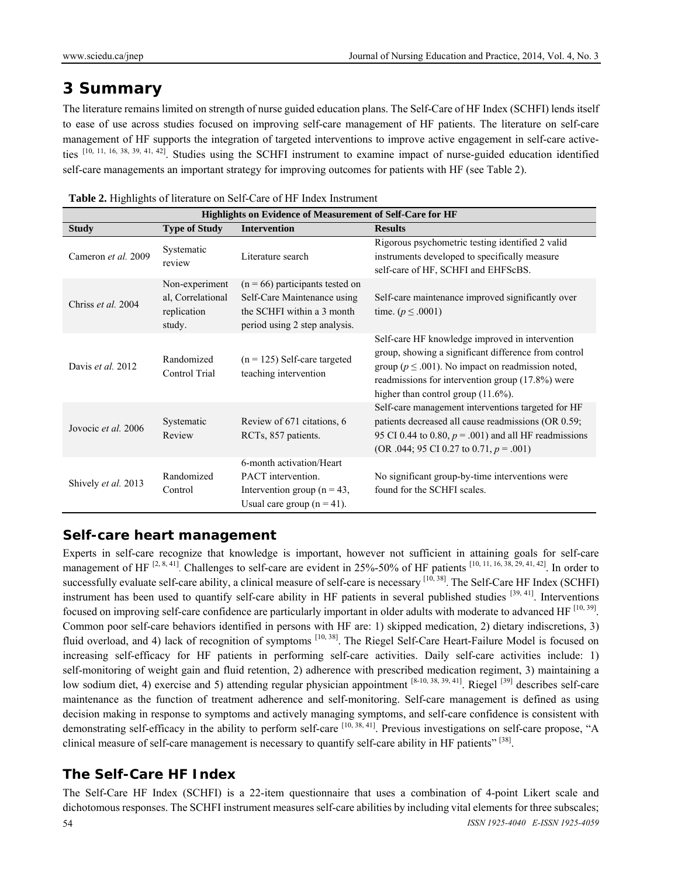## 3 Summary

The literature remains limited on strength of nurse guided education plans. The Self-Care of HF Index (SCHFI) lends itself to ease of use across studies focused on improving self-care management of HF patients. The literature on self-care management of HF supports the integration of targeted interventions to improve active engagement in self-care active-ties [10, 11, 16, 38, 39, 41, 42]. Studies using the SCHFI instrument to examine impact of nurse-guided education identified self-care managements an important strategy for improving outcomes for patients with HF (see Table 2).

**Table 2.** Highlights of literature on Self-Care of HF Index Instrument

| **Highlights on Evidence of Measurement of Self-Care for HF** | | | |
|---|---|---|---|
| **Study** | **Type of Study** | **Intervention** | **Results** |
| Cameron *et al.* 2009 | Systematic review | Literature search | Rigorous psychometric testing identified 2 valid instruments developed to specifically measure self-care of HF, SCHFI and EHFScBS. |
| Chriss *et al.* 2004 | Non-experimental, Correlational replication study. | (n = 66) participants tested on Self-Care Maintenance using the SCHFI within a 3 month period using 2 step analysis. | Self-care maintenance improved significantly over time. ($p \leq .0001$) |
| Davis *et al.* 2012 | Randomized Control Trial | (n = 125) Self-care targeted teaching intervention | Self-care HF knowledge improved in intervention group, showing a significant difference from control group ($p \leq .001$). No impact on readmission noted, readmissions for intervention group (17.8%) were higher than control group (11.6%). |
| Jovocic *et al.* 2006 | Systematic Review | Review of 671 citations, 6 RCTs, 857 patients. | Self-care management interventions targeted for HF patients decreased all cause readmissions (OR 0.59; 95 CI 0.44 to 0.80, $p = .001$) and all HF readmissions (OR .044; 95 CI 0.27 to 0.71, $p = .001$) |
| Shively *et al.* 2013 | Randomized Control | 6-month activation/Heart PACT intervention. Intervention group (n = 43, Usual care group (n = 41). | No significant group-by-time interventions were found for the SCHFI scales. |

### Self-care heart management

Experts in self-care recognize that knowledge is important, however not sufficient in attaining goals for self-care management of HF [2, 8, 41]. Challenges to self-care are evident in 25%-50% of HF patients [10, 11, 16, 38, 29, 41, 42]. In order to successfully evaluate self-care ability, a clinical measure of self-care is necessary [10, 38]. The Self-Care HF Index (SCHFI) instrument has been used to quantify self-care ability in HF patients in several published studies [39, 41]. Interventions focused on improving self-care confidence are particularly important in older adults with moderate to advanced HF [10, 39]. Common poor self-care behaviors identified in persons with HF are: 1) skipped medication, 2) dietary indiscretions, 3) fluid overload, and 4) lack of recognition of symptoms [10, 38]. The Riegel Self-Care Heart-Failure Model is focused on increasing self-efficacy for HF patients in performing self-care activities. Daily self-care activities include: 1) self-monitoring of weight gain and fluid retention, 2) adherence with prescribed medication regiment, 3) maintaining a low sodium diet, 4) exercise and 5) attending regular physician appointment [8-10, 38, 39, 41]. Riegel [39] describes self-care maintenance as the function of treatment adherence and self-monitoring. Self-care management is defined as using decision making in response to symptoms and actively managing symptoms, and self-care confidence is consistent with demonstrating self-efficacy in the ability to perform self-care [10, 38, 41]. Previous investigations on self-care propose, "A clinical measure of self-care management is necessary to quantify self-care ability in HF patients" [38].

### The Self-Care HF Index

The Self-Care HF Index (SCHFI) is a 22-item questionnaire that uses a combination of 4-point Likert scale and dichotomous responses. The SCHFI instrument measures self-care abilities by including vital elements for three subscales;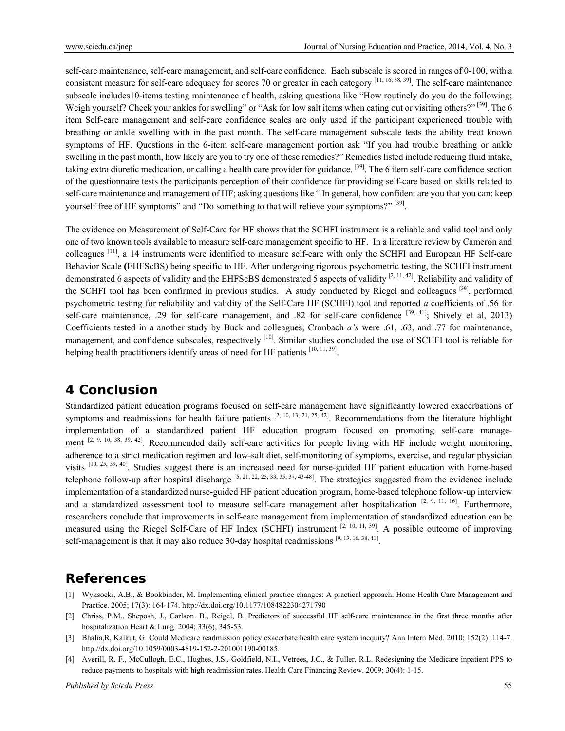self-care maintenance, self-care management, and self-care confidence. Each subscale is scored in ranges of 0-100, with a consistent measure for self-care adequacy for scores 70 or greater in each category [11, 16, 38, 39]. The self-care maintenance subscale includes10-items testing maintenance of health, asking questions like "How routinely do you do the following; Weigh yourself? Check your ankles for swelling" or "Ask for low salt items when eating out or visiting others?" [39]. The 6 item Self-care management and self-care confidence scales are only used if the participant experienced trouble with breathing or ankle swelling with in the past month. The self-care management subscale tests the ability treat known symptoms of HF. Questions in the 6-item self-care management portion ask "If you had trouble breathing or ankle swelling in the past month, how likely are you to try one of these remedies?" Remedies listed include reducing fluid intake, taking extra diuretic medication, or calling a health care provider for guidance. [39]. The 6 item self-care confidence section of the questionnaire tests the participants perception of their confidence for providing self-care based on skills related to self-care maintenance and management of HF; asking questions like " In general, how confident are you that you can: keep yourself free of HF symptoms" and "Do something to that will relieve your symptoms?" [39].

The evidence on Measurement of Self-Care for HF shows that the SCHFI instrument is a reliable and valid tool and only one of two known tools available to measure self-care management specific to HF. In a literature review by Cameron and colleagues [11], a 14 instruments were identified to measure self-care with only the SCHFI and European HF Self-care Behavior Scale **(**EHFScBS) being specific to HF. After undergoing rigorous psychometric testing, the SCHFI instrument demonstrated 6 aspects of validity and the EHFScBS demonstrated 5 aspects of validity [2, 11, 42]. Reliability and validity of the SCHFI tool has been confirmed in previous studies. A study conducted by Riegel and colleagues [39], performed psychometric testing for reliability and validity of the Self-Care HF (SCHFI) tool and reported *a* coefficients of .56 for self-care maintenance, .29 for self-care management, and .82 for self-care confidence [39, 41]; Shively et al, 2013) Coefficients tested in a another study by Buck and colleagues, Cronbach *a's* were .61, .63, and .77 for maintenance, management, and confidence subscales, respectively [10]. Similar studies concluded the use of SCHFI tool is reliable for helping health practitioners identify areas of need for HF patients [10, 11, 39].

## 4 Conclusion

Standardized patient education programs focused on self-care management have significantly lowered exacerbations of symptoms and readmissions for health failure patients [2, 10, 13, 21, 25, 42]. Recommendations from the literature highlight implementation of a standardized patient HF education program focused on promoting self-care management [2, 9, 10, 38, 39, 42]. Recommended daily self-care activities for people living with HF include weight monitoring, adherence to a strict medication regimen and low-salt diet, self-monitoring of symptoms, exercise, and regular physician visits [10, 25, 39, 40]. Studies suggest there is an increased need for nurse-guided HF patient education with home-based telephone follow-up after hospital discharge [5, 21, 22, 25, 33, 35, 37, 43-48]. The strategies suggested from the evidence include implementation of a standardized nurse-guided HF patient education program, home-based telephone follow-up interview and a standardized assessment tool to measure self-care management after hospitalization [2, 9, 11, 16]. Furthermore, researchers conclude that improvements in self-care management from implementation of standardized education can be measured using the Riegel Self-Care of HF Index (SCHFI) instrument [2, 10, 11, 39]. A possible outcome of improving self-management is that it may also reduce 30-day hospital readmissions [9, 13, 16, 38, 41].

## References

[1] Wyksocki, A.B., & Bookbinder, M. Implementing clinical practice changes: A practical approach. Home Health Care Management and Practice. 2005; 17(3): 164-174. http://dx.doi.org/10.1177/1084822304271790

[2] Chriss, P.M., Sheposh, J., Carlson. B., Reigel, B. Predictors of successful HF self-care maintenance in the first three months after hospitalization Heart & Lung. 2004; 33(6); 345-53.

[3] Bhalia,R, Kalkut, G. Could Medicare readmission policy exacerbate health care system inequity? Ann Intern Med. 2010; 152(2): 114-7. http://dx.doi.org/10.1059/0003-4819-152-2-201001190-00185.

[4] Averill, R. F., McCullogh, E.C., Hughes, J.S., Goldfield, N.I., Vetrees, J.C., & Fuller, R.L. Redesigning the Medicare inpatient PPS to reduce payments to hospitals with high readmission rates. Health Care Financing Review. 2009; 30(4): 1-15.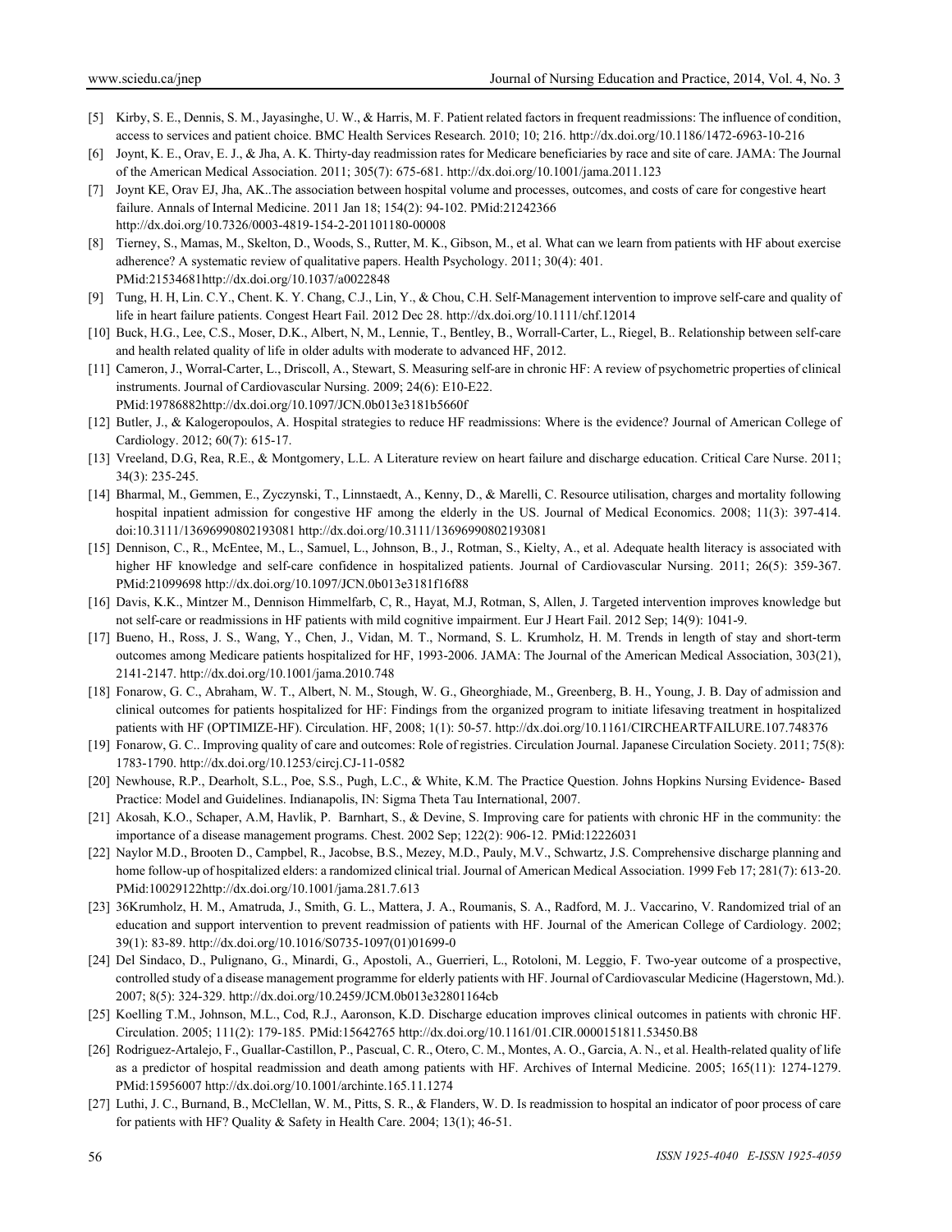[5] Kirby, S. E., Dennis, S. M., Jayasinghe, U. W., & Harris, M. F. Patient related factors in frequent readmissions: The influence of condition, access to services and patient choice. BMC Health Services Research. 2010; 10; 216. http://dx.doi.org/10.1186/1472-6963-10-216

[6] Joynt, K. E., Orav, E. J., & Jha, A. K. Thirty-day readmission rates for Medicare beneficiaries by race and site of care. JAMA: The Journal of the American Medical Association. 2011; 305(7): 675-681. http://dx.doi.org/10.1001/jama.2011.123

[7] Joynt KE, Orav EJ, Jha, AK..The association between hospital volume and processes, outcomes, and costs of care for congestive heart failure. Annals of Internal Medicine. 2011 Jan 18; 154(2): 94-102. PMid:21242366 http://dx.doi.org/10.7326/0003-4819-154-2-201101180-00008

[8] Tierney, S., Mamas, M., Skelton, D., Woods, S., Rutter, M. K., Gibson, M., et al. What can we learn from patients with HF about exercise adherence? A systematic review of qualitative papers. Health Psychology. 2011; 30(4): 401. PMid:21534681http://dx.doi.org/10.1037/a0022848

[9] Tung, H. H, Lin. C.Y., Chent. K. Y. Chang, C.J., Lin, Y., & Chou, C.H. Self-Management intervention to improve self-care and quality of life in heart failure patients. Congest Heart Fail. 2012 Dec 28. http://dx.doi.org/10.1111/chf.12014

[10] Buck, H.G., Lee, C.S., Moser, D.K., Albert, N, M., Lennie, T., Bentley, B., Worrall-Carter, L., Riegel, B.. Relationship between self-care and health related quality of life in older adults with moderate to advanced HF, 2012.

[11] Cameron, J., Worral-Carter, L., Driscoll, A., Stewart, S. Measuring self-are in chronic HF: A review of psychometric properties of clinical instruments. Journal of Cardiovascular Nursing. 2009; 24(6): E10-E22. PMid:19786882http://dx.doi.org/10.1097/JCN.0b013e3181b5660f

[12] Butler, J., & Kalogeropoulos, A. Hospital strategies to reduce HF readmissions: Where is the evidence? Journal of American College of Cardiology. 2012; 60(7): 615-17.

[13] Vreeland, D.G, Rea, R.E., & Montgomery, L.L. A Literature review on heart failure and discharge education. Critical Care Nurse. 2011; 34(3): 235-245.

[14] Bharmal, M., Gemmen, E., Zyczynski, T., Linnstaedt, A., Kenny, D., & Marelli, C. Resource utilisation, charges and mortality following hospital inpatient admission for congestive HF among the elderly in the US. Journal of Medical Economics. 2008; 11(3): 397-414. doi:10.3111/13696990802193081 http://dx.doi.org/10.3111/13696990802193081

[15] Dennison, C., R., McEntee, M., L., Samuel, L., Johnson, B., J., Rotman, S., Kielty, A., et al. Adequate health literacy is associated with higher HF knowledge and self-care confidence in hospitalized patients. Journal of Cardiovascular Nursing. 2011; 26(5): 359-367. PMid:21099698 http://dx.doi.org/10.1097/JCN.0b013e3181f16f88

[16] Davis, K.K., Mintzer M., Dennison Himmelfarb, C, R., Hayat, M.J, Rotman, S, Allen, J. Targeted intervention improves knowledge but not self-care or readmissions in HF patients with mild cognitive impairment. Eur J Heart Fail. 2012 Sep; 14(9): 1041-9.

[17] Bueno, H., Ross, J. S., Wang, Y., Chen, J., Vidan, M. T., Normand, S. L. Krumholz, H. M. Trends in length of stay and short-term outcomes among Medicare patients hospitalized for HF, 1993-2006. JAMA: The Journal of the American Medical Association, 303(21), 2141-2147. http://dx.doi.org/10.1001/jama.2010.748

[18] Fonarow, G. C., Abraham, W. T., Albert, N. M., Stough, W. G., Gheorghiade, M., Greenberg, B. H., Young, J. B. Day of admission and clinical outcomes for patients hospitalized for HF: Findings from the organized program to initiate lifesaving treatment in hospitalized patients with HF (OPTIMIZE-HF). Circulation. HF, 2008; 1(1): 50-57. http://dx.doi.org/10.1161/CIRCHEARTFAILURE.107.748376

[19] Fonarow, G. C.. Improving quality of care and outcomes: Role of registries. Circulation Journal. Japanese Circulation Society. 2011; 75(8): 1783-1790. http://dx.doi.org/10.1253/circj.CJ-11-0582

[20] Newhouse, R.P., Dearholt, S.L., Poe, S.S., Pugh, L.C., & White, K.M. The Practice Question. Johns Hopkins Nursing Evidence- Based Practice: Model and Guidelines. Indianapolis, IN: Sigma Theta Tau International, 2007.

[21] Akosah, K.O., Schaper, A.M, Havlik, P. Barnhart, S., & Devine, S. Improving care for patients with chronic HF in the community: the importance of a disease management programs. Chest. 2002 Sep; 122(2): 906-12. PMid:12226031

[22] Naylor M.D., Brooten D., Campbel, R., Jacobse, B.S., Mezey, M.D., Pauly, M.V., Schwartz, J.S. Comprehensive discharge planning and home follow-up of hospitalized elders: a randomized clinical trial. Journal of American Medical Association. 1999 Feb 17; 281(7): 613-20. PMid:10029122http://dx.doi.org/10.1001/jama.281.7.613

[23] 36Krumholz, H. M., Amatruda, J., Smith, G. L., Mattera, J. A., Roumanis, S. A., Radford, M. J.. Vaccarino, V. Randomized trial of an education and support intervention to prevent readmission of patients with HF. Journal of the American College of Cardiology. 2002; 39(1): 83-89. http://dx.doi.org/10.1016/S0735-1097(01)01699-0

[24] Del Sindaco, D., Pulignano, G., Minardi, G., Apostoli, A., Guerrieri, L., Rotoloni, M. Leggio, F. Two-year outcome of a prospective, controlled study of a disease management programme for elderly patients with HF. Journal of Cardiovascular Medicine (Hagerstown, Md.). 2007; 8(5): 324-329. http://dx.doi.org/10.2459/JCM.0b013e32801164cb

[25] Koelling T.M., Johnson, M.L., Cod, R.J., Aaronson, K.D. Discharge education improves clinical outcomes in patients with chronic HF. Circulation. 2005; 111(2): 179-185. PMid:15642765 http://dx.doi.org/10.1161/01.CIR.0000151811.53450.B8

[26] Rodriguez-Artalejo, F., Guallar-Castillon, P., Pascual, C. R., Otero, C. M., Montes, A. O., Garcia, A. N., et al. Health-related quality of life as a predictor of hospital readmission and death among patients with HF. Archives of Internal Medicine. 2005; 165(11): 1274-1279. PMid:15956007 http://dx.doi.org/10.1001/archinte.165.11.1274

[27] Luthi, J. C., Burnand, B., McClellan, W. M., Pitts, S. R., & Flanders, W. D. Is readmission to hospital an indicator of poor process of care for patients with HF? Quality & Safety in Health Care. 2004; 13(1); 46-51.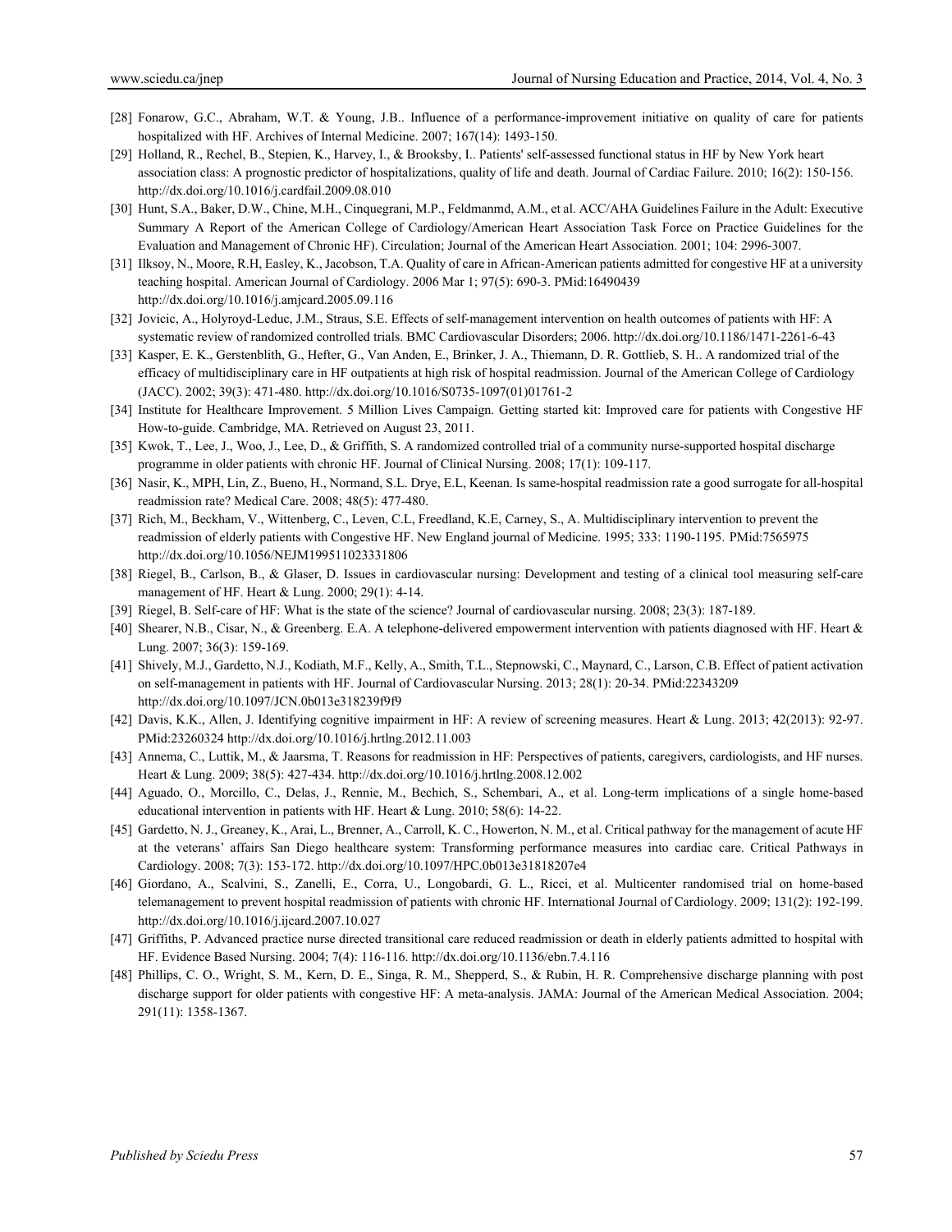[28] Fonarow, G.C., Abraham, W.T. & Young, J.B.. Influence of a performance-improvement initiative on quality of care for patients hospitalized with HF. Archives of Internal Medicine. 2007; 167(14): 1493-150.

[29] Holland, R., Rechel, B., Stepien, K., Harvey, I., & Brooksby, I.. Patients' self-assessed functional status in HF by New York heart association class: A prognostic predictor of hospitalizations, quality of life and death. Journal of Cardiac Failure. 2010; 16(2): 150-156. http://dx.doi.org/10.1016/j.cardfail.2009.08.010

[30] Hunt, S.A., Baker, D.W., Chine, M.H., Cinquegrani, M.P., Feldmanmd, A.M., et al. ACC/AHA Guidelines Failure in the Adult: Executive Summary A Report of the American College of Cardiology/American Heart Association Task Force on Practice Guidelines for the Evaluation and Management of Chronic HF). Circulation; Journal of the American Heart Association. 2001; 104: 2996-3007.

[31] Ilksoy, N., Moore, R.H, Easley, K., Jacobson, T.A. Quality of care in African-American patients admitted for congestive HF at a university teaching hospital. American Journal of Cardiology. 2006 Mar 1; 97(5): 690-3. PMid:16490439 http://dx.doi.org/10.1016/j.amjcard.2005.09.116

[32] Jovicic, A., Holyroyd-Leduc, J.M., Straus, S.E. Effects of self-management intervention on health outcomes of patients with HF: A systematic review of randomized controlled trials. BMC Cardiovascular Disorders; 2006. http://dx.doi.org/10.1186/1471-2261-6-43

[33] Kasper, E. K., Gerstenblith, G., Hefter, G., Van Anden, E., Brinker, J. A., Thiemann, D. R. Gottlieb, S. H.. A randomized trial of the efficacy of multidisciplinary care in HF outpatients at high risk of hospital readmission. Journal of the American College of Cardiology (JACC). 2002; 39(3): 471-480. http://dx.doi.org/10.1016/S0735-1097(01)01761-2

[34] Institute for Healthcare Improvement. 5 Million Lives Campaign. Getting started kit: Improved care for patients with Congestive HF How-to-guide. Cambridge, MA. Retrieved on August 23, 2011.

[35] Kwok, T., Lee, J., Woo, J., Lee, D., & Griffith, S. A randomized controlled trial of a community nurse-supported hospital discharge programme in older patients with chronic HF. Journal of Clinical Nursing. 2008; 17(1): 109-117.

[36] Nasir, K., MPH, Lin, Z., Bueno, H., Normand, S.L. Drye, E.L, Keenan. Is same-hospital readmission rate a good surrogate for all-hospital readmission rate? Medical Care. 2008; 48(5): 477-480.

[37] Rich, M., Beckham, V., Wittenberg, C., Leven, C.L, Freedland, K.E, Carney, S., A. Multidisciplinary intervention to prevent the readmission of elderly patients with Congestive HF. New England journal of Medicine. 1995; 333: 1190-1195. PMid:7565975 http://dx.doi.org/10.1056/NEJM199511023331806

[38] Riegel, B., Carlson, B., & Glaser, D. Issues in cardiovascular nursing: Development and testing of a clinical tool measuring self-care management of HF. Heart & Lung. 2000; 29(1): 4-14.

[39] Riegel, B. Self-care of HF: What is the state of the science? Journal of cardiovascular nursing. 2008; 23(3): 187-189.

[40] Shearer, N.B., Cisar, N., & Greenberg. E.A. A telephone-delivered empowerment intervention with patients diagnosed with HF. Heart & Lung. 2007; 36(3): 159-169.

[41] Shively, M.J., Gardetto, N.J., Kodiath, M.F., Kelly, A., Smith, T.L., Stepnowski, C., Maynard, C., Larson, C.B. Effect of patient activation on self-management in patients with HF. Journal of Cardiovascular Nursing. 2013; 28(1): 20-34. PMid:22343209 http://dx.doi.org/10.1097/JCN.0b013e318239f9f9

[42] Davis, K.K., Allen, J. Identifying cognitive impairment in HF: A review of screening measures. Heart & Lung. 2013; 42(2013): 92-97. PMid:23260324 http://dx.doi.org/10.1016/j.hrtlng.2012.11.003

[43] Annema, C., Luttik, M., & Jaarsma, T. Reasons for readmission in HF: Perspectives of patients, caregivers, cardiologists, and HF nurses. Heart & Lung. 2009; 38(5): 427-434. http://dx.doi.org/10.1016/j.hrtlng.2008.12.002

[44] Aguado, O., Morcillo, C., Delas, J., Rennie, M., Bechich, S., Schembari, A., et al. Long-term implications of a single home-based educational intervention in patients with HF. Heart & Lung. 2010; 58(6): 14-22.

[45] Gardetto, N. J., Greaney, K., Arai, L., Brenner, A., Carroll, K. C., Howerton, N. M., et al. Critical pathway for the management of acute HF at the veterans' affairs San Diego healthcare system: Transforming performance measures into cardiac care. Critical Pathways in Cardiology. 2008; 7(3): 153-172. http://dx.doi.org/10.1097/HPC.0b013e31818207e4

[46] Giordano, A., Scalvini, S., Zanelli, E., Corra, U., Longobardi, G. L., Ricci, et al. Multicenter randomised trial on home-based telemanagement to prevent hospital readmission of patients with chronic HF. International Journal of Cardiology. 2009; 131(2): 192-199. http://dx.doi.org/10.1016/j.ijcard.2007.10.027

[47] Griffiths, P. Advanced practice nurse directed transitional care reduced readmission or death in elderly patients admitted to hospital with HF. Evidence Based Nursing. 2004; 7(4): 116-116. http://dx.doi.org/10.1136/ebn.7.4.116

[48] Phillips, C. O., Wright, S. M., Kern, D. E., Singa, R. M., Shepperd, S., & Rubin, H. R. Comprehensive discharge planning with post discharge support for older patients with congestive HF: A meta-analysis. JAMA: Journal of the American Medical Association. 2004; 291(11): 1358-1367.